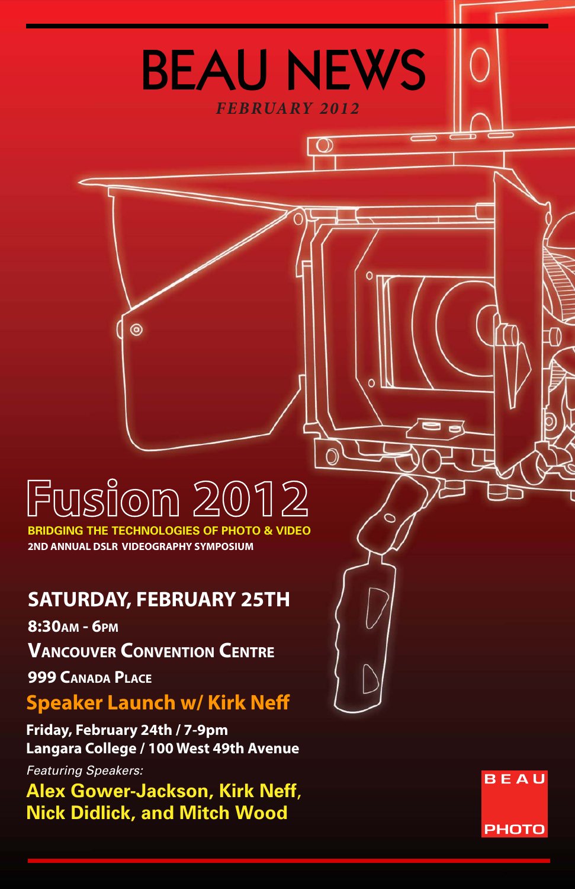# BEAU NEWS

*FEBRUARY 2012*

## Fusion 2012

**BRIDGING THE TECHNOLOGIES OF PHOTO & VIDEO**

**2ND ANNUAL DSLR VIDEOGRAPHY SYMPOSIUM**

### SATURDAY, FEBRUARY 25TH

**8:30AM - 6PM**

**VANCOUVER CONVENTION CENTRE**

**999 CANADA PLACE**

### Speaker Launch w/ Kirk Neff

**Friday, February 24th / 7-9pm**
**Langara College / 100 West 49th Avenue**

*Featuring Speakers:*

**Alex Gower-Jackson, Kirk Neff, Nick Didlick, and Mitch Wood**

BEAU PHOTO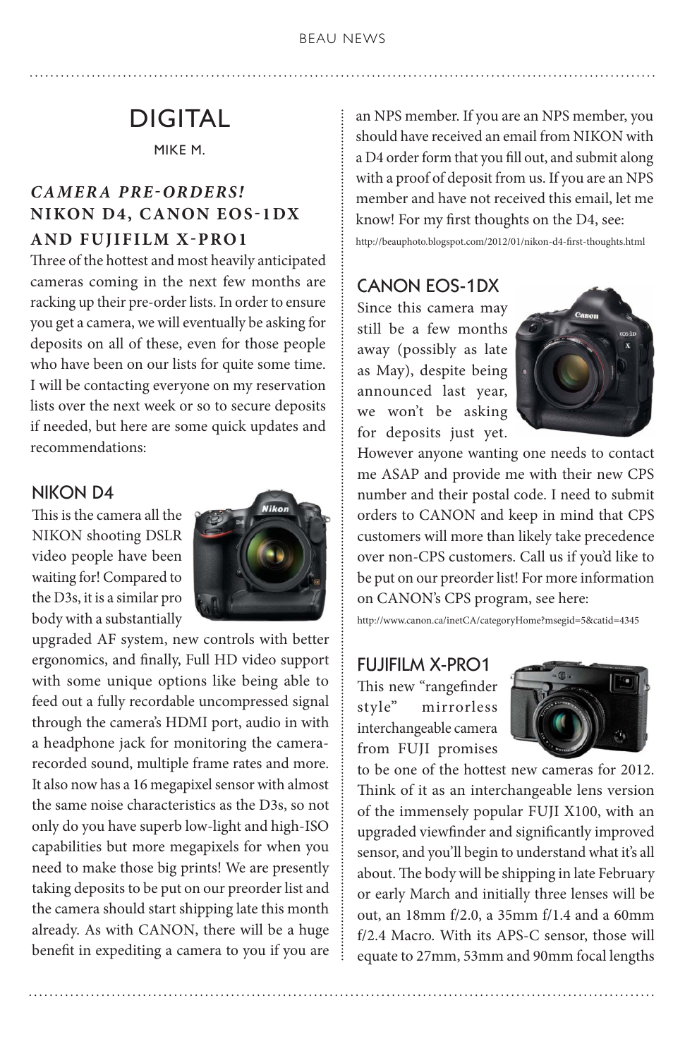# DIGITAL

MIKE M.

## *CAMERA PRE-ORDERS!* NIKON D4, CANON EOS-1DX AND FUJIFILM X-PRO1

Three of the hottest and most heavily anticipated cameras coming in the next few months are racking up their pre-order lists. In order to ensure you get a camera, we will eventually be asking for deposits on all of these, even for those people who have been on our lists for quite some time. I will be contacting everyone on my reservation lists over the next week or so to secure deposits if needed, but here are some quick updates and recommendations:

### NIKON D4

This is the camera all the NIKON shooting DSLR video people have been waiting for! Compared to the D3s, it is a similar pro body with a substantially upgraded AF system, new controls with better ergonomics, and finally, Full HD video support with some unique options like being able to feed out a fully recordable uncompressed signal through the camera's HDMI port, audio in with a headphone jack for monitoring the camera-recorded sound, multiple frame rates and more. It also now has a 16 megapixel sensor with almost the same noise characteristics as the D3s, so not only do you have superb low-light and high-ISO capabilities but more megapixels for when you need to make those big prints! We are presently taking deposits to be put on our preorder list and the camera should start shipping late this month already. As with CANON, there will be a huge benefit in expediting a camera to you if you are an NPS member. If you are an NPS member, you should have received an email from NIKON with a D4 order form that you fill out, and submit along with a proof of deposit from us. If you are an NPS member and have not received this email, let me know! For my first thoughts on the D4, see:

http://beauphoto.blogspot.com/2012/01/nikon-d4-first-thoughts.html

### CANON EOS-1DX

Since this camera may still be a few months away (possibly as late as May), despite being announced last year, we won't be asking for deposits just yet. However anyone wanting one needs to contact me ASAP and provide me with their new CPS number and their postal code. I need to submit orders to CANON and keep in mind that CPS customers will more than likely take precedence over non-CPS customers. Call us if you'd like to be put on our preorder list! For more information on CANON's CPS program, see here:

http://www.canon.ca/inetCA/categoryHome?msegid=5&catid=4345

### FUJIFILM X-PRO1

This new "rangefinder style" mirrorless interchangeable camera from FUJI promises to be one of the hottest new cameras for 2012. Think of it as an interchangeable lens version of the immensely popular FUJI X100, with an upgraded viewfinder and significantly improved sensor, and you'll begin to understand what it's all about. The body will be shipping in late February or early March and initially three lenses will be out, an 18mm f/2.0, a 35mm f/1.4 and a 60mm f/2.4 Macro. With its APS-C sensor, those will equate to 27mm, 53mm and 90mm focal lengths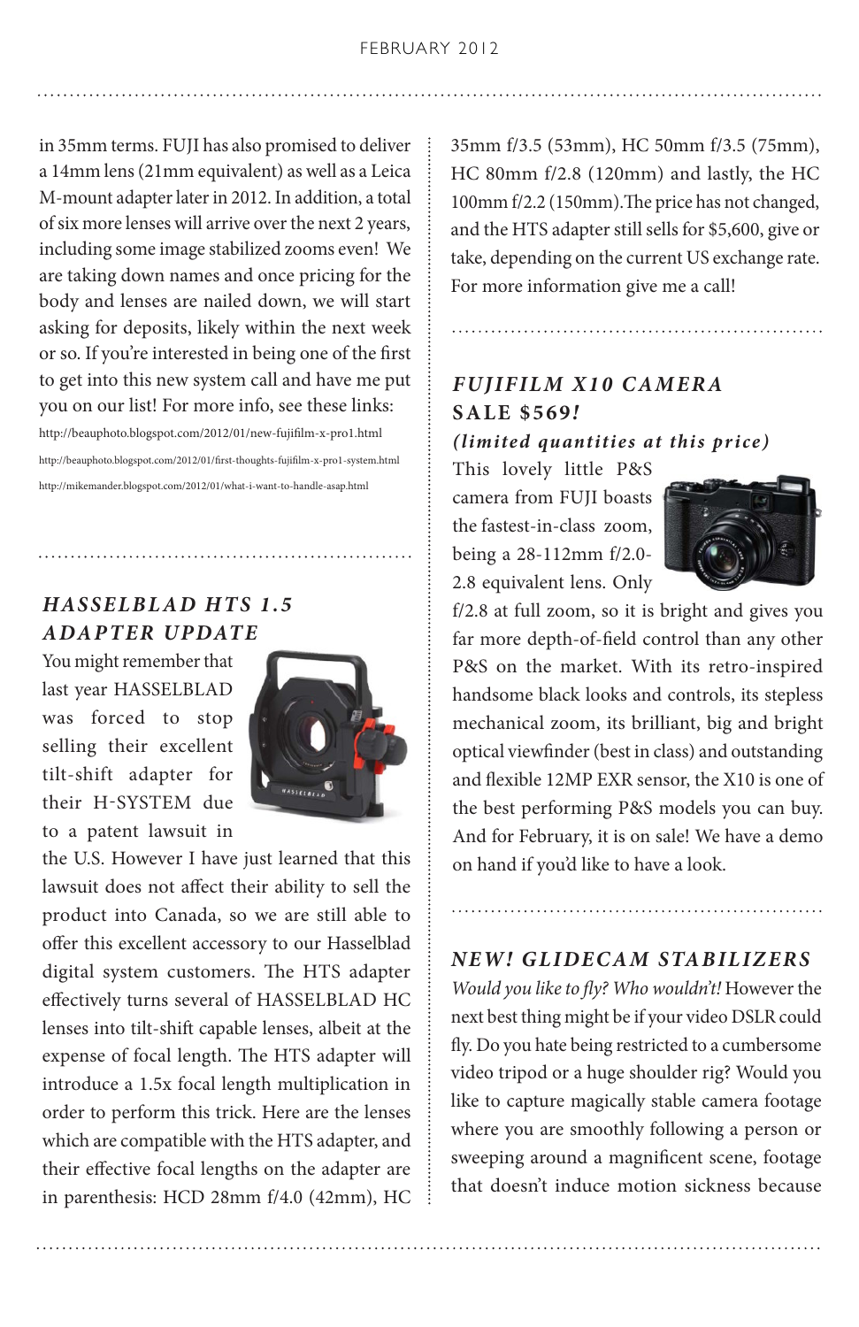in 35mm terms. FUJI has also promised to deliver a 14mm lens (21mm equivalent) as well as a Leica M-mount adapter later in 2012. In addition, a total of six more lenses will arrive over the next 2 years, including some image stabilized zooms even! We are taking down names and once pricing for the body and lenses are nailed down, we will start asking for deposits, likely within the next week or so. If you're interested in being one of the first to get into this new system call and have me put you on our list! For more info, see these links:

http://beauphoto.blogspot.com/2012/01/new-fujifilm-x-pro1.html

http://beauphoto.blogspot.com/2012/01/first-thoughts-fujifilm-x-pro1-system.html

http://mikemander.blogspot.com/2012/01/what-i-want-to-handle-asap.html

## *HASSELBLAD HTS 1.5 ADAPTER UPDATE*

You might remember that last year HASSELBLAD was forced to stop selling their excellent tilt-shift adapter for their H-SYSTEM due to a patent lawsuit in the U.S. However I have just learned that this lawsuit does not affect their ability to sell the product into Canada, so we are still able to offer this excellent accessory to our Hasselblad digital system customers. The HTS adapter effectively turns several of HASSELBLAD HC lenses into tilt-shift capable lenses, albeit at the expense of focal length. The HTS adapter will introduce a 1.5x focal length multiplication in order to perform this trick. Here are the lenses which are compatible with the HTS adapter, and their effective focal lengths on the adapter are in parenthesis: HCD 28mm f/4.0 (42mm), HC 35mm f/3.5 (53mm), HC 50mm f/3.5 (75mm), HC 80mm f/2.8 (120mm) and lastly, the HC 100mm f/2.2 (150mm).The price has not changed, and the HTS adapter still sells for $5,600, give or take, depending on the current US exchange rate. For more information give me a call!

## *FUJIFILM X10 CAMERA SALE $569!*

### *(limited quantities at this price)*

This lovely little P&S camera from FUJI boasts the fastest-in-class zoom, being a 28-112mm f/2.0-2.8 equivalent lens. Only f/2.8 at full zoom, so it is bright and gives you far more depth-of-field control than any other P&S on the market. With its retro-inspired handsome black looks and controls, its stepless mechanical zoom, its brilliant, big and bright optical viewfinder (best in class) and outstanding and flexible 12MP EXR sensor, the X10 is one of the best performing P&S models you can buy. And for February, it is on sale! We have a demo on hand if you'd like to have a look.

## *NEW! GLIDECAM STABILIZERS*

*Would you like to fly? Who wouldn't!* However the next best thing might be if your video DSLR could fly. Do you hate being restricted to a cumbersome video tripod or a huge shoulder rig? Would you like to capture magically stable camera footage where you are smoothly following a person or sweeping around a magnificent scene, footage that doesn't induce motion sickness because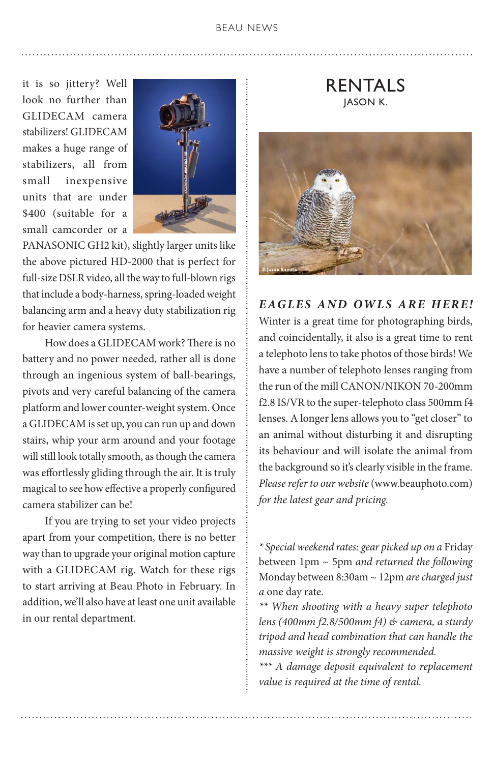it is so jittery? Well look no further than GLIDECAM camera stabilizers! GLIDECAM makes a huge range of stabilizers, all from small inexpensive units that are under $400 (suitable for a small camcorder or a PANASONIC GH2 kit), slightly larger units like the above pictured HD-2000 that is perfect for full-size DSLR video, all the way to full-blown rigs that include a body-harness, spring-loaded weight balancing arm and a heavy duty stabilization rig for heavier camera systems.

How does a GLIDECAM work? There is no battery and no power needed, rather all is done through an ingenious system of ball-bearings, pivots and very careful balancing of the camera platform and lower counter-weight system. Once a GLIDECAM is set up, you can run up and down stairs, whip your arm around and your footage will still look totally smooth, as though the camera was effortlessly gliding through the air. It is truly magical to see how effective a properly configured camera stabilizer can be!

If you are trying to set your video projects apart from your competition, there is no better way than to upgrade your original motion capture with a GLIDECAM rig. Watch for these rigs to start arriving at Beau Photo in February. In addition, we'll also have at least one unit available in our rental department.

# RENTALS

JASON K.

© Jason Kazuta

### *EAGLES AND OWLS ARE HERE!*

Winter is a great time for photographing birds, and coincidentally, it also is a great time to rent a telephoto lens to take photos of those birds! We have a number of telephoto lenses ranging from the run of the mill CANON/NIKON 70-200mm f2.8 IS/VR to the super-telephoto class 500mm f4 lenses. A longer lens allows you to "get closer" to an animal without disturbing it and disrupting its behaviour and will isolate the animal from the background so it's clearly visible in the frame. *Please refer to our website* (www.beauphoto.com) *for the latest gear and pricing.*

*\* Special weekend rates: gear picked up on a* Friday between 1pm ~ 5pm *and returned the following* Monday between 8:30am ~ 12pm *are charged just a* one day rate.

*\*\* When shooting with a heavy super telephoto lens (400mm f2.8/500mm f4) & camera, a sturdy tripod and head combination that can handle the massive weight is strongly recommended.*

*\*\*\* A damage deposit equivalent to replacement value is required at the time of rental.*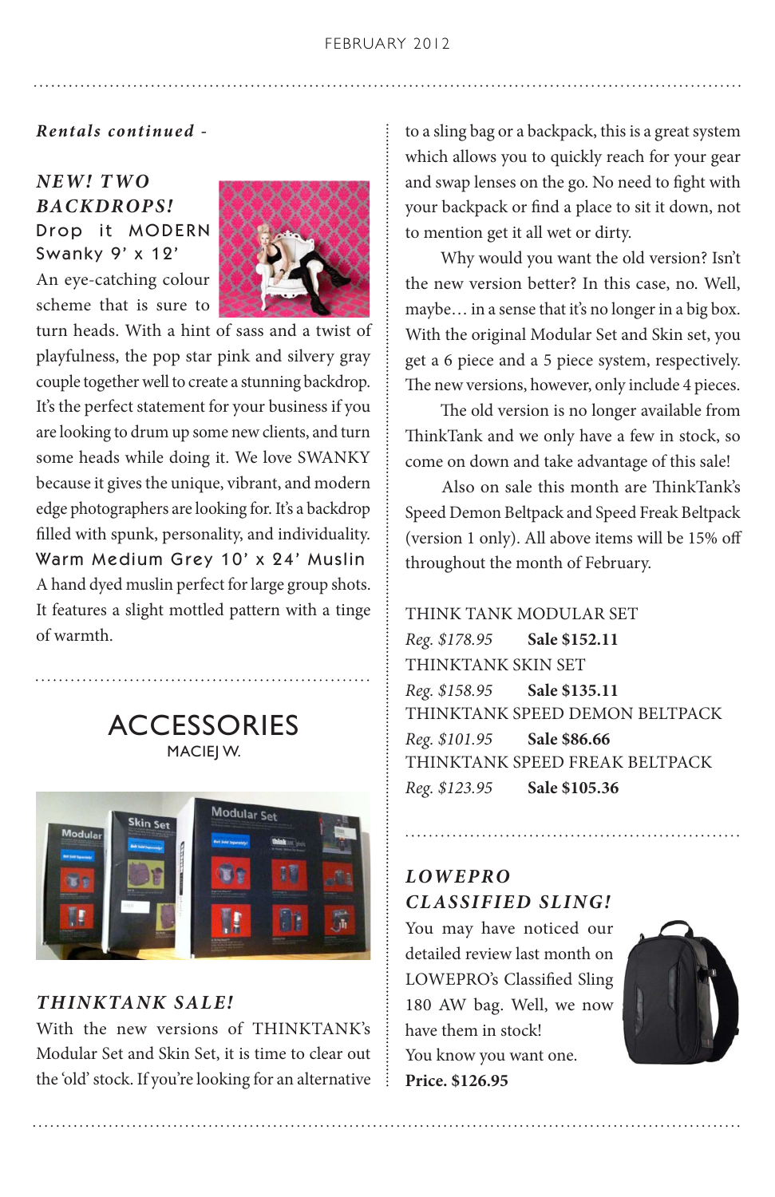*Rentals continued -*

### *NEW! TWO BACKDROPS!*

**Drop it MODERN Swanky 9' x 12'**

An eye-catching colour scheme that is sure to turn heads. With a hint of sass and a twist of playfulness, the pop star pink and silvery gray couple together well to create a stunning backdrop. It's the perfect statement for your business if you are looking to drum up some new clients, and turn some heads while doing it. We love SWANKY because it gives the unique, vibrant, and modern edge photographers are looking for. It's a backdrop filled with spunk, personality, and individuality.

**Warm Medium Grey 10' x 24' Muslin**

A hand dyed muslin perfect for large group shots. It features a slight mottled pattern with a tinge of warmth.

## ACCESSORIES

MACIEJ W.

### *THINKTANK SALE!*

With the new versions of THINKTANK's Modular Set and Skin Set, it is time to clear out the 'old' stock. If you're looking for an alternative to a sling bag or a backpack, this is a great system which allows you to quickly reach for your gear and swap lenses on the go. No need to fight with your backpack or find a place to sit it down, not to mention get it all wet or dirty.

Why would you want the old version? Isn't the new version better? In this case, no. Well, maybe… in a sense that it's no longer in a big box. With the original Modular Set and Skin set, you get a 6 piece and a 5 piece system, respectively. The new versions, however, only include 4 pieces.

The old version is no longer available from ThinkTank and we only have a few in stock, so come on down and take advantage of this sale!

Also on sale this month are ThinkTank's Speed Demon Beltpack and Speed Freak Beltpack (version 1 only). All above items will be 15% off throughout the month of February.

THINK TANK MODULAR SET
*Reg. $178.95* **Sale $152.11**
THINKTANK SKIN SET
*Reg. $158.95* **Sale $135.11**
THINKTANK SPEED DEMON BELTPACK
*Reg. $101.95* **Sale $86.66**
THINKTANK SPEED FREAK BELTPACK
*Reg. $123.95* **Sale $105.36**

### *LOWEPRO CLASSIFIED SLING!*

You may have noticed our detailed review last month on LOWEPRO's Classified Sling 180 AW bag. Well, we now have them in stock!

You know you want one.

**Price. $126.95**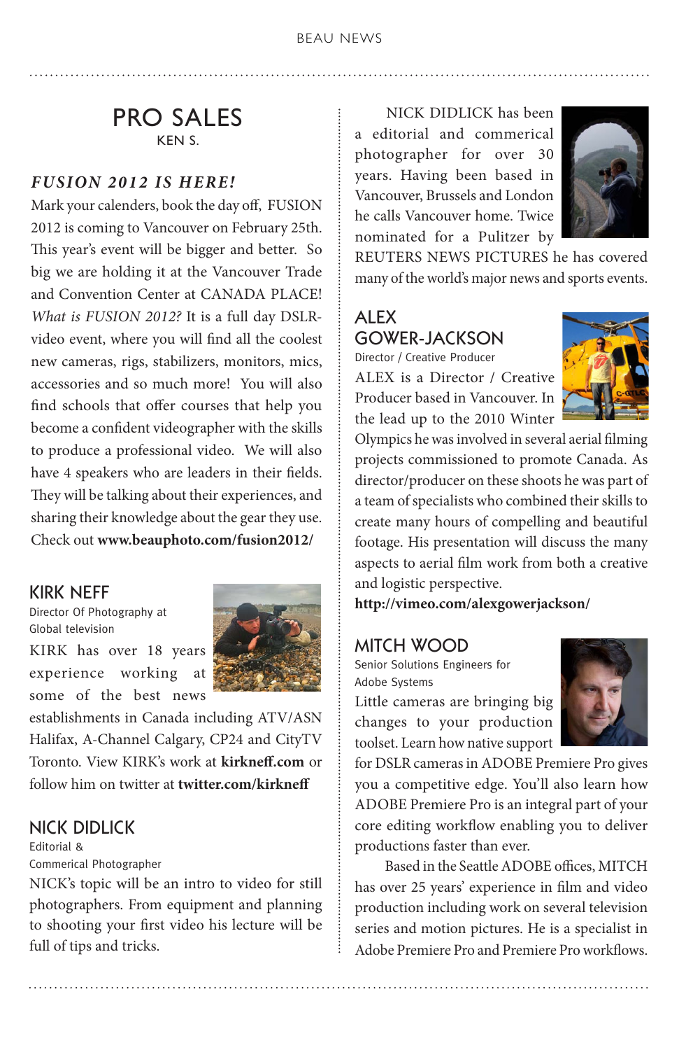## PRO SALES

KEN S.

### *FUSION 2012 IS HERE!*

Mark your calenders, book the day off, FUSION 2012 is coming to Vancouver on February 25th. This year's event will be bigger and better. So big we are holding it at the Vancouver Trade and Convention Center at CANADA PLACE! *What is FUSION 2012?* It is a full day DSLR-video event, where you will find all the coolest new cameras, rigs, stabilizers, monitors, mics, accessories and so much more! You will also find schools that offer courses that help you become a confident videographer with the skills to produce a professional video. We will also have 4 speakers who are leaders in their fields. They will be talking about their experiences, and sharing their knowledge about the gear they use. Check out **www.beauphoto.com/fusion2012/**

### KIRK NEFF

Director Of Photography at Global Television

KIRK has over 18 years experience working at some of the best news establishments in Canada including ATV/ASN Halifax, A-Channel Calgary, CP24 and CityTV Toronto. View KIRK's work at **kirkneff.com** or follow him on twitter at **twitter.com/kirkneff**

### NICK DIDLICK

Editorial & Commerical Photographer

NICK's topic will be an intro to video for still photographers. From equipment and planning to shooting your first video his lecture will be full of tips and tricks.

NICK DIDLICK has been a editorial and commerical photographer for over 30 years. Having been based in Vancouver, Brussels and London he calls Vancouver home. Twice nominated for a Pulitzer by REUTERS NEWS PICTURES he has covered many of the world's major news and sports events.

### ALEX GOWER-JACKSON

Director / Creative Producer

ALEX is a Director / Creative Producer based in Vancouver. In the lead up to the 2010 Winter Olympics he was involved in several aerial filming projects commissioned to promote Canada. As director/producer on these shoots he was part of a team of specialists who combined their skills to create many hours of compelling and beautiful footage. His presentation will discuss the many aspects to aerial film work from both a creative and logistic perspective.

**http://vimeo.com/alexgowerjackson/**

### MITCH WOOD

Senior Solutions Engineers for Adobe Systems

Little cameras are bringing big changes to your production toolset. Learn how native support for DSLR cameras in ADOBE Premiere Pro gives you a competitive edge. You'll also learn how ADOBE Premiere Pro is an integral part of your core editing workflow enabling you to deliver productions faster than ever.

Based in the Seattle ADOBE offices, MITCH has over 25 years' experience in film and video production including work on several television series and motion pictures. He is a specialist in Adobe Premiere Pro and Premiere Pro workflows.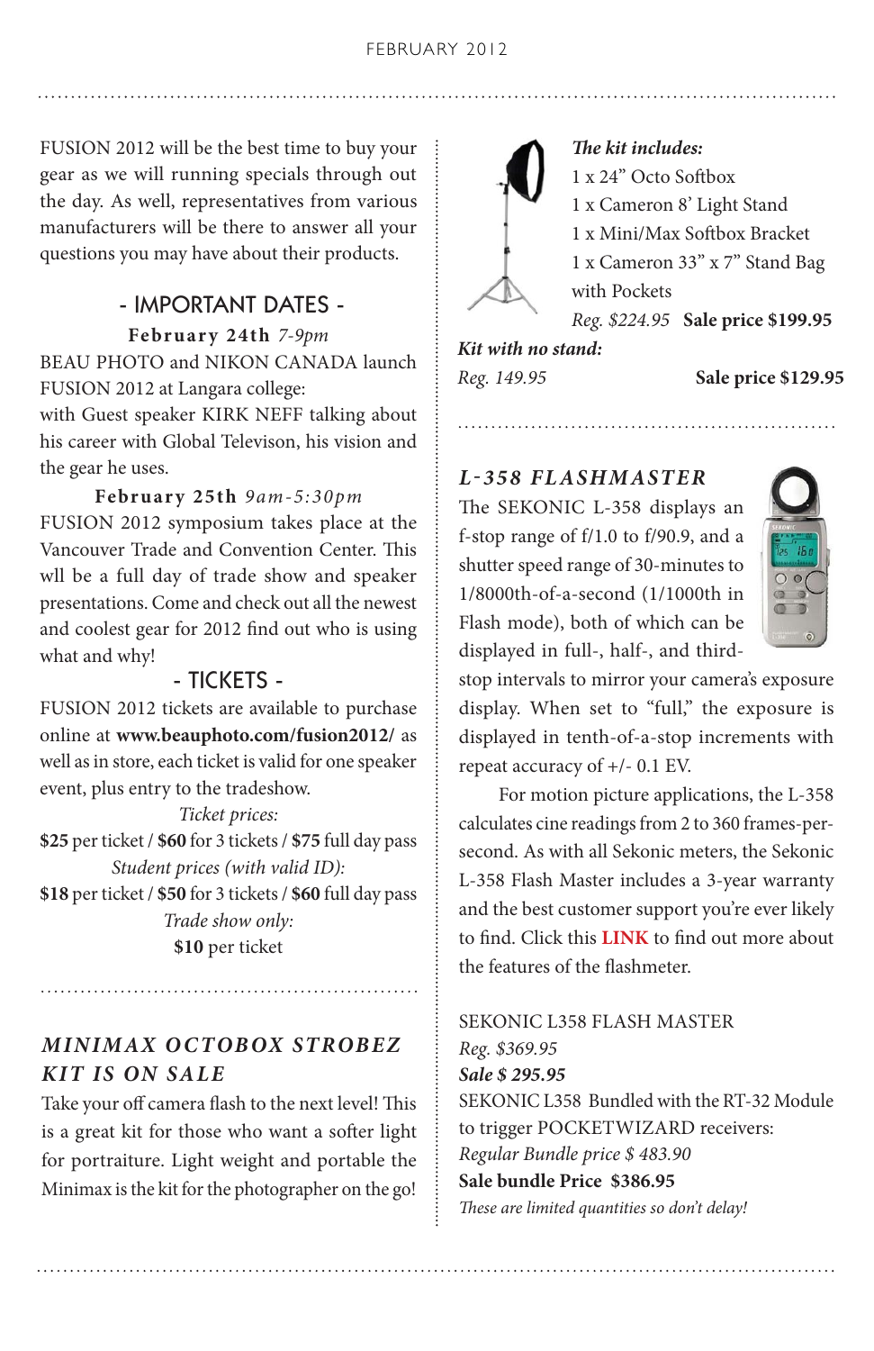FUSION 2012 will be the best time to buy your gear as we will running specials through out the day. As well, representatives from various manufacturers will be there to answer all your questions you may have about their products.

## - IMPORTANT DATES -

**February 24th** *7-9pm*
BEAU PHOTO and NIKON CANADA launch FUSION 2012 at Langara college:
with Guest speaker KIRK NEFF talking about his career with Global Televison, his vision and the gear he uses.

**February 25th** *9am-5:30pm*
FUSION 2012 symposium takes place at the Vancouver Trade and Convention Center. This wll be a full day of trade show and speaker presentations. Come and check out all the newest and coolest gear for 2012 find out who is using what and why!

## - TICKETS -

FUSION 2012 tickets are available to purchase online at **www.beauphoto.com/fusion2012/** as well as in store, each ticket is valid for one speaker event, plus entry to the tradeshow.

*Ticket prices:*
**$25** per ticket / **$60** for 3 tickets / **$75** full day pass

*Student prices (with valid ID):*
**$18** per ticket / **$50** for 3 tickets / **$60** full day pass

*Trade show only:*
**$10** per ticket

## *MINIMAX OCTOBOX STROBEZ KIT IS ON SALE*

Take your off camera flash to the next level! This is a great kit for those who want a softer light for portraiture. Light weight and portable the Minimax is the kit for the photographer on the go!

***The kit includes:***
1 x 24" Octo Softbox
1 x Cameron 8' Light Stand
1 x Mini/Max Softbox Bracket
1 x Cameron 33" x 7" Stand Bag with Pockets
*Reg. $224.95* **Sale price $199.95**

***Kit with no stand:***
*Reg. 149.95* **Sale price $129.95**

## *L-358 FLASHMASTER*

The SEKONIC L-358 displays an f-stop range of f/1.0 to f/90.9, and a shutter speed range of 30-minutes to 1/8000th-of-a-second (1/1000th in Flash mode), both of which can be displayed in full-, half-, and third-stop intervals to mirror your camera's exposure display. When set to "full," the exposure is displayed in tenth-of-a-stop increments with repeat accuracy of +/- 0.1 EV.

For motion picture applications, the L-358 calculates cine readings from 2 to 360 frames-per-second. As with all Sekonic meters, the Sekonic L-358 Flash Master includes a 3-year warranty and the best customer support you're ever likely to find. Click this **LINK** to find out more about the features of the flashmeter.

SEKONIC L358 FLASH MASTER
*Reg. $369.95*
***Sale $ 295.95***
SEKONIC L358 Bundled with the RT-32 Module to trigger POCKETWIZARD receivers:
*Regular Bundle price $ 483.90*
**Sale bundle Price $386.95**
*These are limited quantities so don't delay!*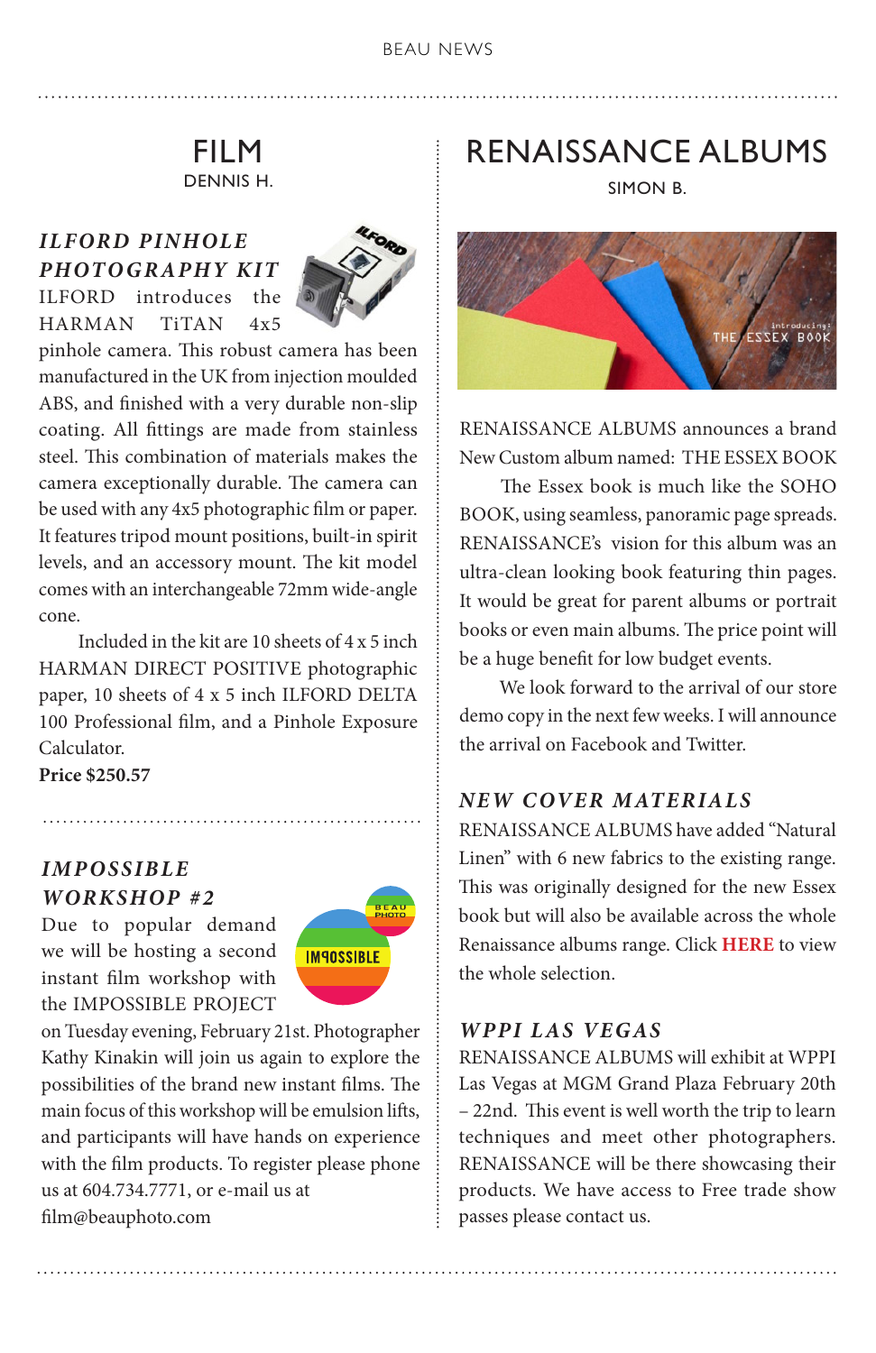# FILM

DENNIS H.

### *ILFORD PINHOLE PHOTOGRAPHY KIT*

ILFORD introduces the HARMAN TiTAN 4x5 pinhole camera. This robust camera has been manufactured in the UK from injection moulded ABS, and finished with a very durable non-slip coating. All fittings are made from stainless steel. This combination of materials makes the camera exceptionally durable. The camera can be used with any 4x5 photographic film or paper. It features tripod mount positions, built-in spirit levels, and an accessory mount. The kit model comes with an interchangeable 72mm wide-angle cone.

Included in the kit are 10 sheets of 4 x 5 inch HARMAN DIRECT POSITIVE photographic paper, 10 sheets of 4 x 5 inch ILFORD DELTA 100 Professional film, and a Pinhole Exposure Calculator.

**Price $250.57**

### *IMPOSSIBLE WORKSHOP #2*

Due to popular demand we will be hosting a second instant film workshop with the IMPOSSIBLE PROJECT on Tuesday evening, February 21st. Photographer Kathy Kinakin will join us again to explore the possibilities of the brand new instant films. The main focus of this workshop will be emulsion lifts, and participants will have hands on experience with the film products. To register please phone us at 604.734.7771, or e-mail us at film@beauphoto.com

# RENAISSANCE ALBUMS

SIMON B.

RENAISSANCE ALBUMS announces a brand New Custom album named: THE ESSEX BOOK

The Essex book is much like the SOHO BOOK, using seamless, panoramic page spreads. RENAISSANCE's vision for this album was an ultra-clean looking book featuring thin pages. It would be great for parent albums or portrait books or even main albums. The price point will be a huge benefit for low budget events.

We look forward to the arrival of our store demo copy in the next few weeks. I will announce the arrival on Facebook and Twitter.

### *NEW COVER MATERIALS*

RENAISSANCE ALBUMS have added "Natural Linen" with 6 new fabrics to the existing range. This was originally designed for the new Essex book but will also be available across the whole Renaissance albums range. Click **HERE** to view the whole selection.

### *WPPI LAS VEGAS*

RENAISSANCE ALBUMS will exhibit at WPPI Las Vegas at MGM Grand Plaza February 20th – 22nd. This event is well worth the trip to learn techniques and meet other photographers. RENAISSANCE will be there showcasing their products. We have access to Free trade show passes please contact us.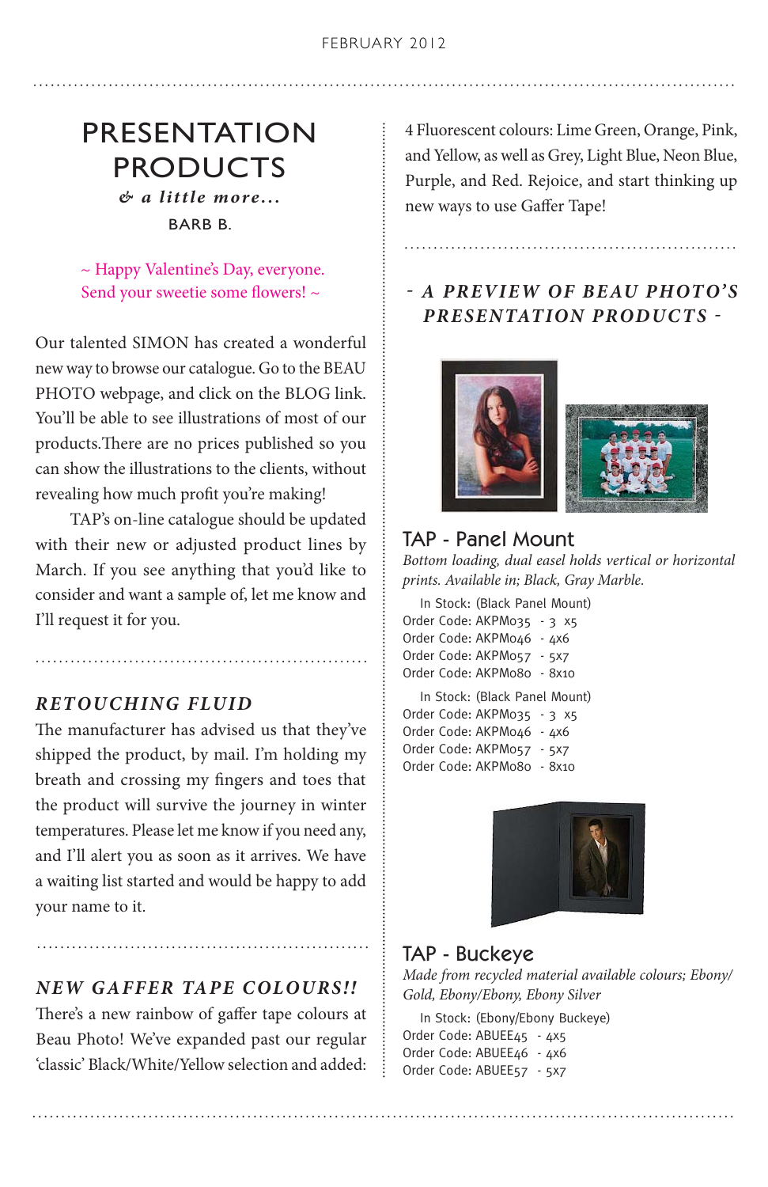# PRESENTATION PRODUCTS

*& a little more...*

BARB B.

~ Happy Valentine's Day, everyone. Send your sweetie some flowers! ~

Our talented SIMON has created a wonderful new way to browse our catalogue. Go to the BEAU PHOTO webpage, and click on the BLOG link. You'll be able to see illustrations of most of our products.There are no prices published so you can show the illustrations to the clients, without revealing how much profit you're making!

TAP's on-line catalogue should be updated with their new or adjusted product lines by March. If you see anything that you'd like to consider and want a sample of, let me know and I'll request it for you.

## *RETOUCHING FLUID*

The manufacturer has advised us that they've shipped the product, by mail. I'm holding my breath and crossing my fingers and toes that the product will survive the journey in winter temperatures. Please let me know if you need any, and I'll alert you as soon as it arrives. We have a waiting list started and would be happy to add your name to it.

## *NEW GAFFER TAPE COLOURS!!*

There's a new rainbow of gaffer tape colours at Beau Photo! We've expanded past our regular 'classic' Black/White/Yellow selection and added: 4 Fluorescent colours: Lime Green, Orange, Pink, and Yellow, as well as Grey, Light Blue, Neon Blue, Purple, and Red. Rejoice, and start thinking up new ways to use Gaffer Tape!

## *- A PREVIEW OF BEAU PHOTO'S PRESENTATION PRODUCTS -*

### TAP - Panel Mount

*Bottom loading, dual easel holds vertical or horizontal prints. Available in; Black, Gray Marble.*

In Stock: (Black Panel Mount)
Order Code: AKPM035 - 3 x5
Order Code: AKPM046 - 4x6
Order Code: AKPM057 - 5x7
Order Code: AKPM080 - 8x10

In Stock: (Black Panel Mount)
Order Code: AKPM035 - 3 x5
Order Code: AKPM046 - 4x6
Order Code: AKPM057 - 5x7
Order Code: AKPM080 - 8x10

### TAP - Buckeye

*Made from recycled material available colours; Ebony/Gold, Ebony/Ebony, Ebony Silver*

In Stock: (Ebony/Ebony Buckeye)
Order Code: ABUEE45 - 4x5
Order Code: ABUEE46 - 4x6
Order Code: ABUEE57 - 5x7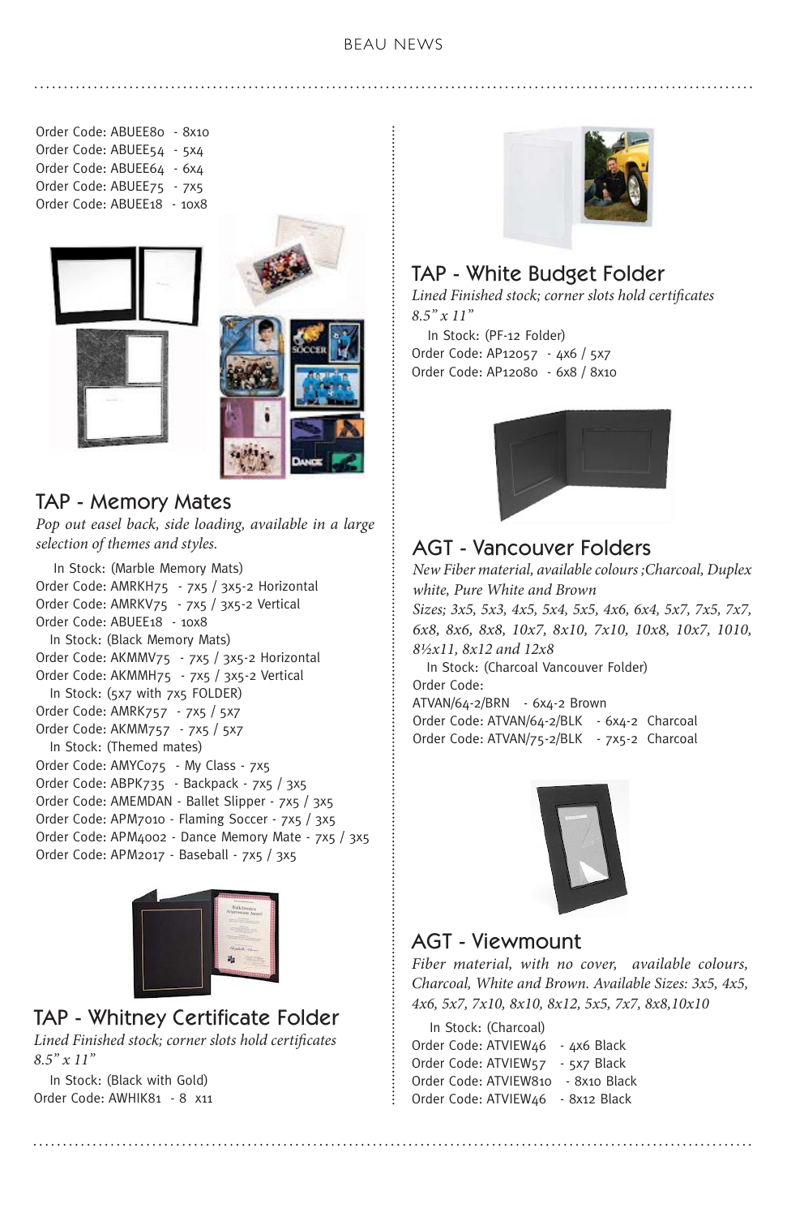Order Code: ABUEE80 - 8x10
Order Code: ABUEE54 - 5x4
Order Code: ABUEE64 - 6x4
Order Code: ABUEE75 - 7x5
Order Code: ABUEE18 - 10x8

## TAP - Memory Mates

*Pop out easel back, side loading, available in a large selection of themes and styles.*

In Stock: (Marble Memory Mats)
Order Code: AMRKH75 - 7x5 / 3x5-2 Horizontal
Order Code: AMRKV75 - 7x5 / 3x5-2 Vertical
Order Code: ABUEE18 - 10x8
In Stock: (Black Memory Mats)
Order Code: AKMMV75 - 7x5 / 3x5-2 Horizontal
Order Code: AKMMH75 - 7x5 / 3x5-2 Vertical
In Stock: (5x7 with 7x5 FOLDER)
Order Code: AMRK757 - 7x5 / 5x7
Order Code: AKMM757 - 7x5 / 5x7
In Stock: (Themed mates)
Order Code: AMYC075 - My Class - 7x5
Order Code: ABPK735 - Backpack - 7x5 / 3x5
Order Code: AMEMDAN - Ballet Slipper - 7x5 / 3x5
Order Code: APM7010 - Flaming Soccer - 7x5 / 3x5
Order Code: APM4002 - Dance Memory Mate - 7x5 / 3x5
Order Code: APM2017 - Baseball - 7x5 / 3x5

## TAP - Whitney Certificate Folder

*Lined Finished stock; corner slots hold certificates 8.5" x 11"*

In Stock: (Black with Gold)
Order Code: AWHIK81 - 8 x11

## TAP - White Budget Folder

*Lined Finished stock; corner slots hold certificates 8.5" x 11"*

In Stock: (PF-12 Folder)
Order Code: AP12057 - 4x6 / 5x7
Order Code: AP12080 - 6x8 / 8x10

## AGT - Vancouver Folders

*New Fiber material, available colours ;Charcoal, Duplex white, Pure White and Brown*
*Sizes; 3x5, 5x3, 4x5, 5x4, 5x5, 4x6, 6x4, 5x7, 7x5, 7x7, 6x8, 8x6, 8x8, 10x7, 8x10, 7x10, 10x8, 10x7, 1010, 8½x11, 8x12 and 12x8*

In Stock: (Charcoal Vancouver Folder)
Order Code:
ATVAN/64-2/BRN - 6x4-2 Brown
Order Code: ATVAN/64-2/BLK - 6x4-2 Charcoal
Order Code: ATVAN/75-2/BLK - 7x5-2 Charcoal

## AGT - Viewmount

*Fiber material, with no cover, available colours, Charcoal, White and Brown. Available Sizes: 3x5, 4x5, 4x6, 5x7, 7x10, 8x10, 8x12, 5x5, 7x7, 8x8,10x10*

In Stock: (Charcoal)
Order Code: ATVIEW46 - 4x6 Black
Order Code: ATVIEW57 - 5x7 Black
Order Code: ATVIEW810 - 8x10 Black
Order Code: ATVIEW46 - 8x12 Black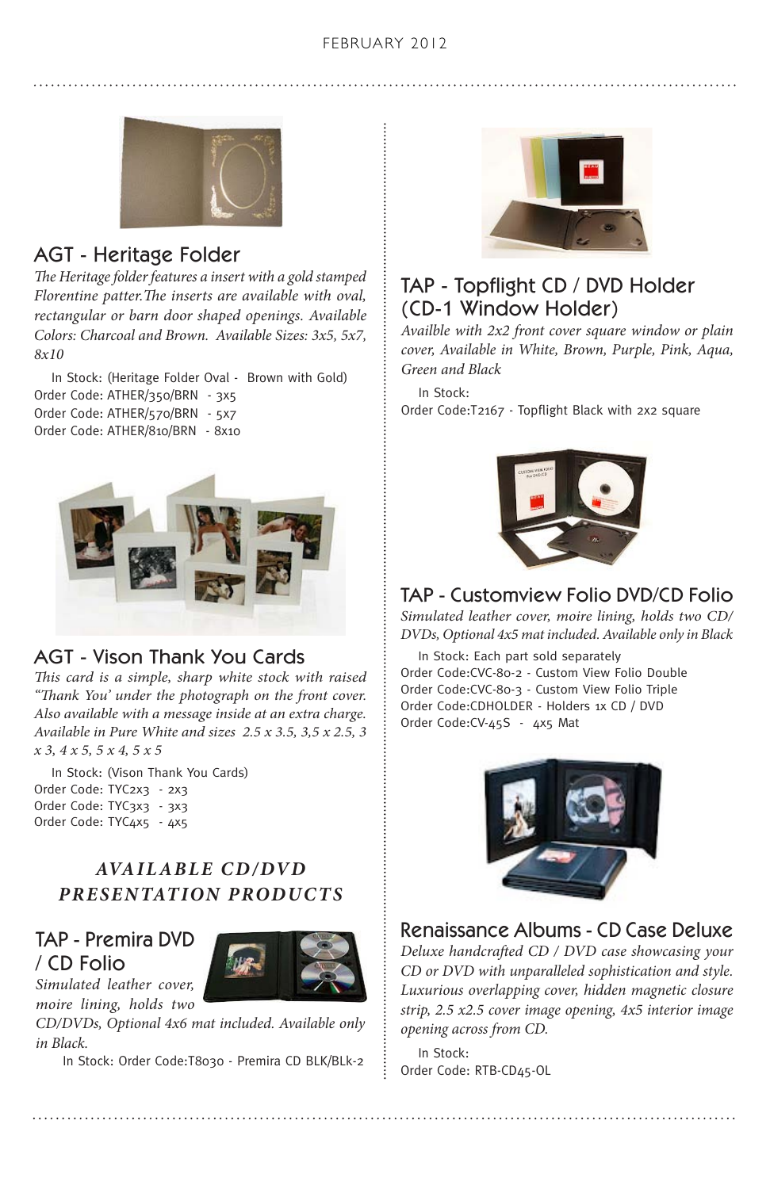## AGT - Heritage Folder

*The Heritage folder features a insert with a gold stamped Florentine patter.The inserts are available with oval, rectangular or barn door shaped openings. Available Colors: Charcoal and Brown. Available Sizes: 3x5, 5x7, 8x10*

In Stock: (Heritage Folder Oval - Brown with Gold)
Order Code: ATHER/350/BRN - 3x5
Order Code: ATHER/570/BRN - 5x7
Order Code: ATHER/810/BRN - 8x10

## AGT - Vison Thank You Cards

*This card is a simple, sharp white stock with raised "Thank You' under the photograph on the front cover. Also available with a message inside at an extra charge. Available in Pure White and sizes 2.5 x 3.5, 3,5 x 2.5, 3 x 3, 4 x 5, 5 x 4, 5 x 5*

In Stock: (Vison Thank You Cards)
Order Code: TYC2x3 - 2x3
Order Code: TYC3x3 - 3x3
Order Code: TYC4x5 - 4x5

### *AVAILABLE CD/DVD PRESENTATION PRODUCTS*

## TAP - Premira DVD / CD Folio

*Simulated leather cover, moire lining, holds two CD/DVDs, Optional 4x6 mat included. Available only in Black.*

In Stock: Order Code:T8030 - Premira CD BLK/BLk-2

## TAP - Topflight CD / DVD Holder (CD-1 Window Holder)

*Availble with 2x2 front cover square window or plain cover, Available in White, Brown, Purple, Pink, Aqua, Green and Black*

In Stock:
Order Code:T2167 - Topflight Black with 2x2 square

## TAP - Customview Folio DVD/CD Folio

*Simulated leather cover, moire lining, holds two CD/DVDs, Optional 4x5 mat included. Available only in Black*

In Stock: Each part sold separately
Order Code:CVC-80-2 - Custom View Folio Double
Order Code:CVC-80-3 - Custom View Folio Triple
Order Code:CDHOLDER - Holders 1x CD / DVD
Order Code:CV-45S - 4x5 Mat

## Renaissance Albums - CD Case Deluxe

*Deluxe handcrafted CD / DVD case showcasing your CD or DVD with unparalleled sophistication and style. Luxurious overlapping cover, hidden magnetic closure strip, 2.5 x2.5 cover image opening, 4x5 interior image opening across from CD.*

In Stock:
Order Code: RTB-CD45-OL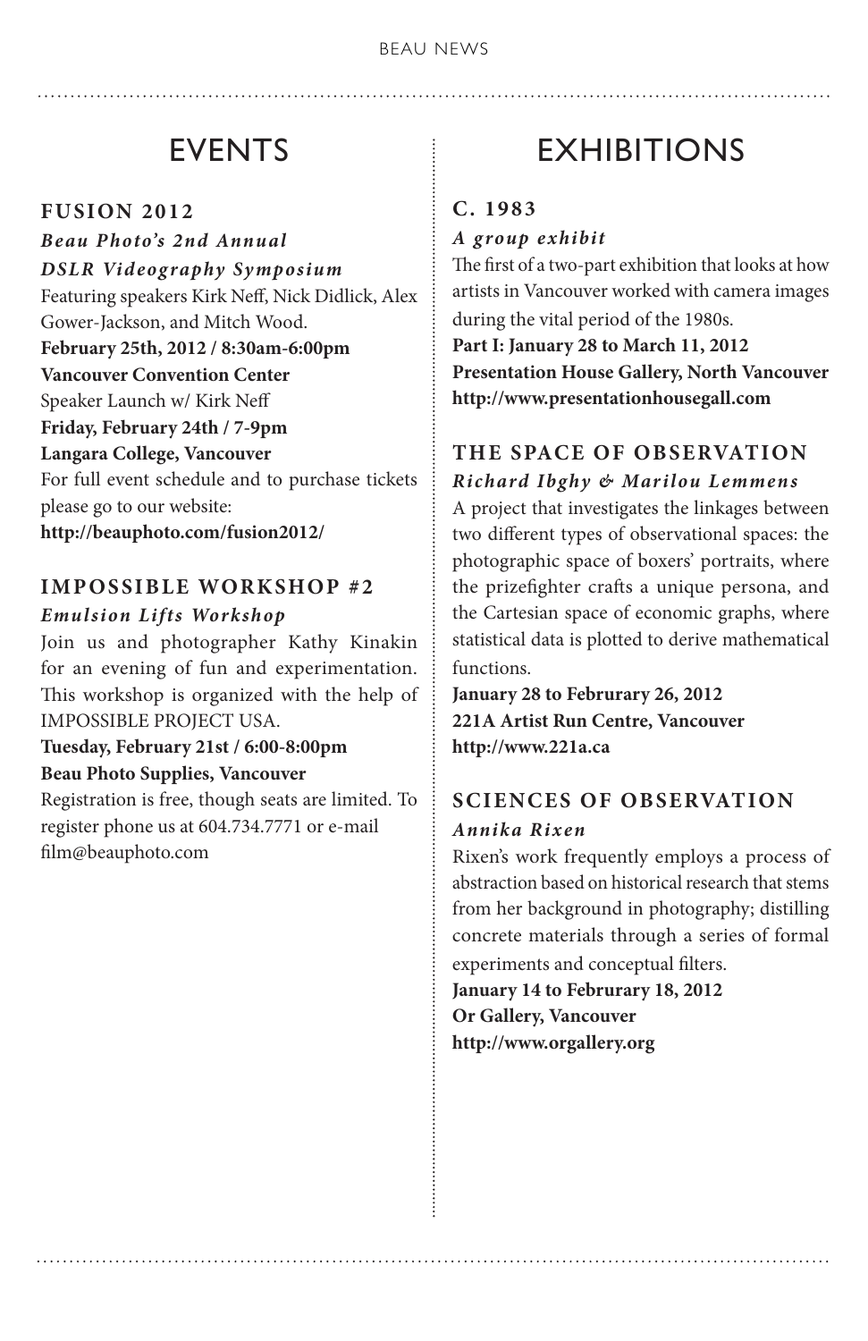# EVENTS

### FUSION 2012

***Beau Photo's 2nd Annual DSLR Videography Symposium***

Featuring speakers Kirk Neff, Nick Didlick, Alex Gower-Jackson, and Mitch Wood.

**February 25th, 2012 / 8:30am-6:00pm**
**Vancouver Convention Center**

Speaker Launch w/ Kirk Neff

**Friday, February 24th / 7-9pm**
**Langara College, Vancouver**

For full event schedule and to purchase tickets please go to our website:
**http://beauphoto.com/fusion2012/**

### IMPOSSIBLE WORKSHOP #2

***Emulsion Lifts Workshop***

Join us and photographer Kathy Kinakin for an evening of fun and experimentation. This workshop is organized with the help of IMPOSSIBLE PROJECT USA.

**Tuesday, February 21st / 6:00-8:00pm**
**Beau Photo Supplies, Vancouver**

Registration is free, though seats are limited. To register phone us at 604.734.7771 or e-mail film@beauphoto.com

# EXHIBITIONS

### C. 1983

***A group exhibit***

The first of a two-part exhibition that looks at how artists in Vancouver worked with camera images during the vital period of the 1980s.

**Part I: January 28 to March 11, 2012**
**Presentation House Gallery, North Vancouver**
**http://www.presentationhousegall.com**

### THE SPACE OF OBSERVATION

***Richard Ibghy & Marilou Lemmens***

A project that investigates the linkages between two different types of observational spaces: the photographic space of boxers' portraits, where the prizefighter crafts a unique persona, and the Cartesian space of economic graphs, where statistical data is plotted to derive mathematical functions.

**January 28 to Februrary 26, 2012**
**221A Artist Run Centre, Vancouver**
**http://www.221a.ca**

### SCIENCES OF OBSERVATION

***Annika Rixen***

Rixen's work frequently employs a process of abstraction based on historical research that stems from her background in photography; distilling concrete materials through a series of formal experiments and conceptual filters.

**January 14 to Februrary 18, 2012**
**Or Gallery, Vancouver**
**http://www.orgallery.org**